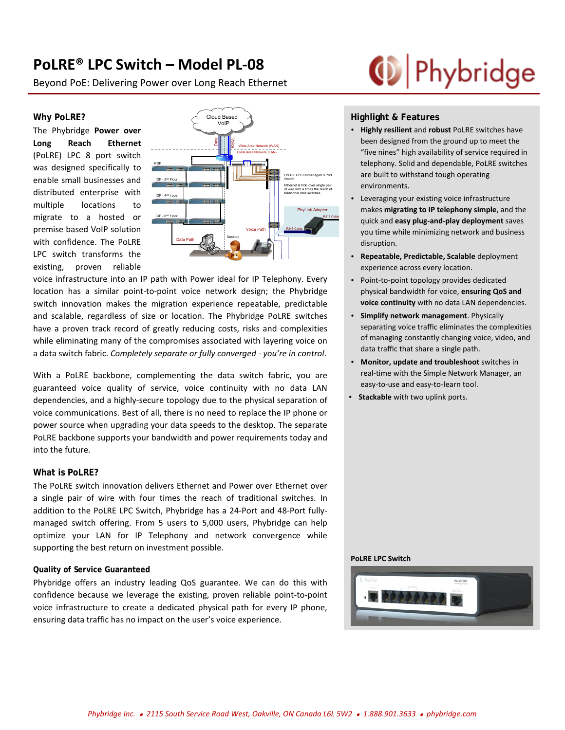# PoLRE® LPC Switch – Model PL-08

Beyond PoE: Delivering Power over Long Reach Ethernet

## Why PoLRE?

The Phybridge **Power over Long Reach Ethernet** (PoLRE) LPC 8 port switch was designed specifically to enable small businesses and distributed enterprise with multiple locations to migrate to a hosted or premise based VoIP solution with confidence. The PoLRE LPC switch transforms the existing, proven reliable voice infrastructure into an IP path with Power ideal for IP Telephony. Every location has a similar point-to-point voice network design; the Phybridge switch innovation makes the migration experience repeatable, predictable and scalable, regardless of size or location. The Phybridge PoLRE switches have a proven track record of greatly reducing costs, risks and complexities while eliminating many of the compromises associated with layering voice on a data switch fabric. *Completely separate or fully converged - you're in control.*

With a PoLRE backbone, complementing the data switch fabric, you are guaranteed voice quality of service, voice continuity with no data LAN dependencies, and a highly-secure topology due to the physical separation of voice communications. Best of all, there is no need to replace the IP phone or power source when upgrading your data speeds to the desktop. The separate PoLRE backbone supports your bandwidth and power requirements today and into the future.

## What is PoLRE?

The PoLRE switch innovation delivers Ethernet and Power over Ethernet over a single pair of wire with four times the reach of traditional switches. In addition to the PoLRE LPC Switch, Phybridge has a 24-Port and 48-Port fully-managed switch offering. From 5 users to 5,000 users, Phybridge can help optimize your LAN for IP Telephony and network convergence while supporting the best return on investment possible.

### Quality of Service Guaranteed

Phybridge offers an industry leading QoS guarantee. We can do this with confidence because we leverage the existing, proven reliable point-to-point voice infrastructure to create a dedicated physical path for every IP phone, ensuring data traffic has no impact on the user's voice experience.

## Highlight & Features

- **Highly resilient** and **robust** PoLRE switches have been designed from the ground up to meet the "five nines" high availability of service required in telephony. Solid and dependable, PoLRE switches are built to withstand tough operating environments.
- Leveraging your existing voice infrastructure makes **migrating to IP telephony simple**, and the quick and **easy plug-and-play deployment** saves you time while minimizing network and business disruption.
- **Repeatable, Predictable, Scalable** deployment experience across every location.
- Point-to-point topology provides dedicated physical bandwidth for voice, **ensuring QoS and voice continuity** with no data LAN dependencies.
- **Simplify network management**. Physically separating voice traffic eliminates the complexities of managing constantly changing voice, video, and data traffic that share a single path.
- **Monitor, update and troubleshoot** switches in real-time with the Simple Network Manager, an easy-to-use and easy-to-learn tool.
- **Stackable** with two uplink ports.

**PoLRE LPC Switch**

*Phybridge Inc. • 2115 South Service Road West, Oakville, ON Canada L6L 5W2 • 1.888.901.3633 • phybridge.com*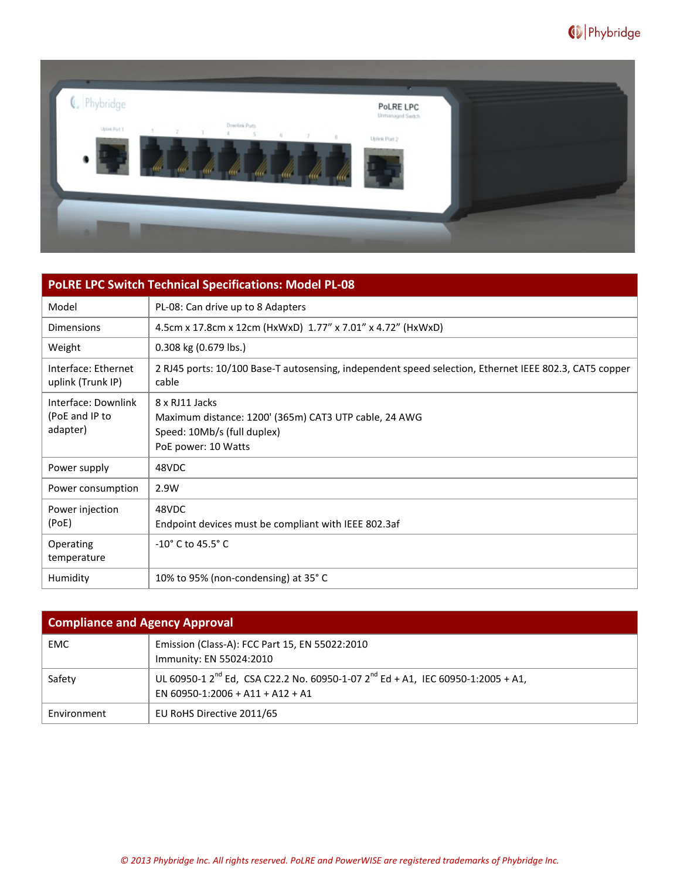| PoLRE LPC Switch Technical Specifications: Model PL-08 | |
|---|---|
| Model | PL-08: Can drive up to 8 Adapters |
| Dimensions | 4.5cm x 17.8cm x 12cm (HxWxD) 1.77” x 7.01” x 4.72” (HxWxD) |
| Weight | 0.308 kg (0.679 lbs.) |
| Interface: Ethernet uplink (Trunk IP) | 2 RJ45 ports: 10/100 Base-T autosensing, independent speed selection, Ethernet IEEE 802.3, CAT5 copper cable |
| Interface: Downlink (PoE and IP to adapter) | 8 x RJ11 Jacks<br>Maximum distance: 1200' (365m) CAT3 UTP cable, 24 AWG<br>Speed: 10Mb/s (full duplex)<br>PoE power: 10 Watts |
| Power supply | 48VDC |
| Power consumption | 2.9W |
| Power injection (PoE) | 48VDC<br>Endpoint devices must be compliant with IEEE 802.3af |
| Operating temperature | -10° C to 45.5° C |
| Humidity | 10% to 95% (non-condensing) at 35° C |

| Compliance and Agency Approval | |
|---|---|
| EMC | Emission (Class-A): FCC Part 15, EN 55022:2010<br>Immunity: EN 55024:2010 |
| Safety | UL 60950-1 2nd Ed, CSA C22.2 No. 60950-1-07 2nd Ed + A1, IEC 60950-1:2005 + A1,<br>EN 60950-1:2006 + A11 + A12 + A1 |
| Environment | EU RoHS Directive 2011/65 |

*© 2013 Phybridge Inc. All rights reserved. PoLRE and PowerWISE are registered trademarks of Phybridge Inc.*